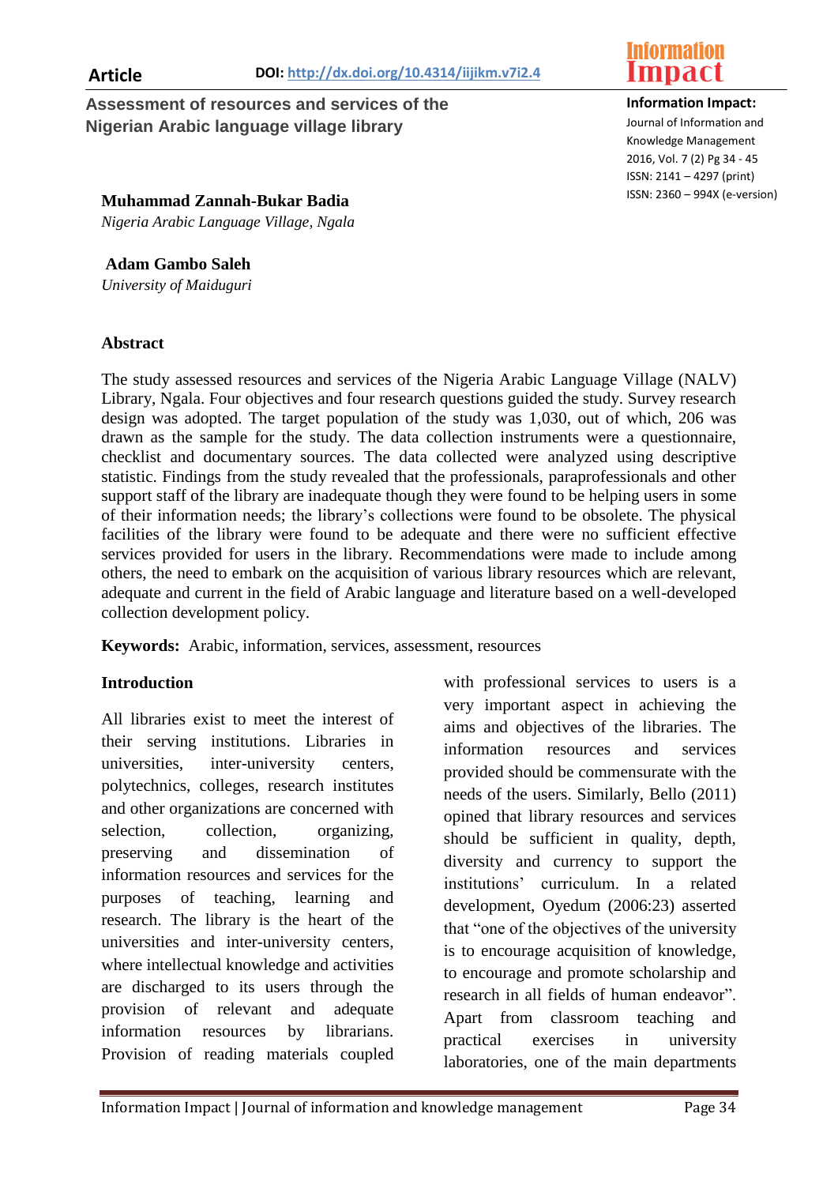Article

DOI: http://dx.doi.org/10.4314/iijikm.v7i2.4

**Information Impact:**
Journal of Information and Knowledge Management
2016, Vol. 7 (2) Pg 34 - 45
ISSN: 2141 – 4297 (print)
ISSN: 2360 – 994X (e-version)

# Assessment of resources and services of the Nigerian Arabic language village library

**Muhammad Zannah-Bukar Badia**
*Nigeria Arabic Language Village, Ngala*

**Adam Gambo Saleh**
*University of Maiduguri*

## Abstract

The study assessed resources and services of the Nigeria Arabic Language Village (NALV) Library, Ngala. Four objectives and four research questions guided the study. Survey research design was adopted. The target population of the study was 1,030, out of which, 206 was drawn as the sample for the study. The data collection instruments were a questionnaire, checklist and documentary sources. The data collected were analyzed using descriptive statistic. Findings from the study revealed that the professionals, paraprofessionals and other support staff of the library are inadequate though they were found to be helping users in some of their information needs; the library's collections were found to be obsolete. The physical facilities of the library were found to be adequate and there were no sufficient effective services provided for users in the library. Recommendations were made to include among others, the need to embark on the acquisition of various library resources which are relevant, adequate and current in the field of Arabic language and literature based on a well-developed collection development policy.

**Keywords:** Arabic, information, services, assessment, resources

## Introduction

All libraries exist to meet the interest of their serving institutions. Libraries in universities, inter-university centers, polytechnics, colleges, research institutes and other organizations are concerned with selection, collection, organizing, preserving and dissemination of information resources and services for the purposes of teaching, learning and research. The library is the heart of the universities and inter-university centers, where intellectual knowledge and activities are discharged to its users through the provision of relevant and adequate information resources by librarians. Provision of reading materials coupled with professional services to users is a very important aspect in achieving the aims and objectives of the libraries. The information resources and services provided should be commensurate with the needs of the users. Similarly, Bello (2011) opined that library resources and services should be sufficient in quality, depth, diversity and currency to support the institutions' curriculum. In a related development, Oyedum (2006:23) asserted that "one of the objectives of the university is to encourage acquisition of knowledge, to encourage and promote scholarship and research in all fields of human endeavor". Apart from classroom teaching and practical exercises in university laboratories, one of the main departments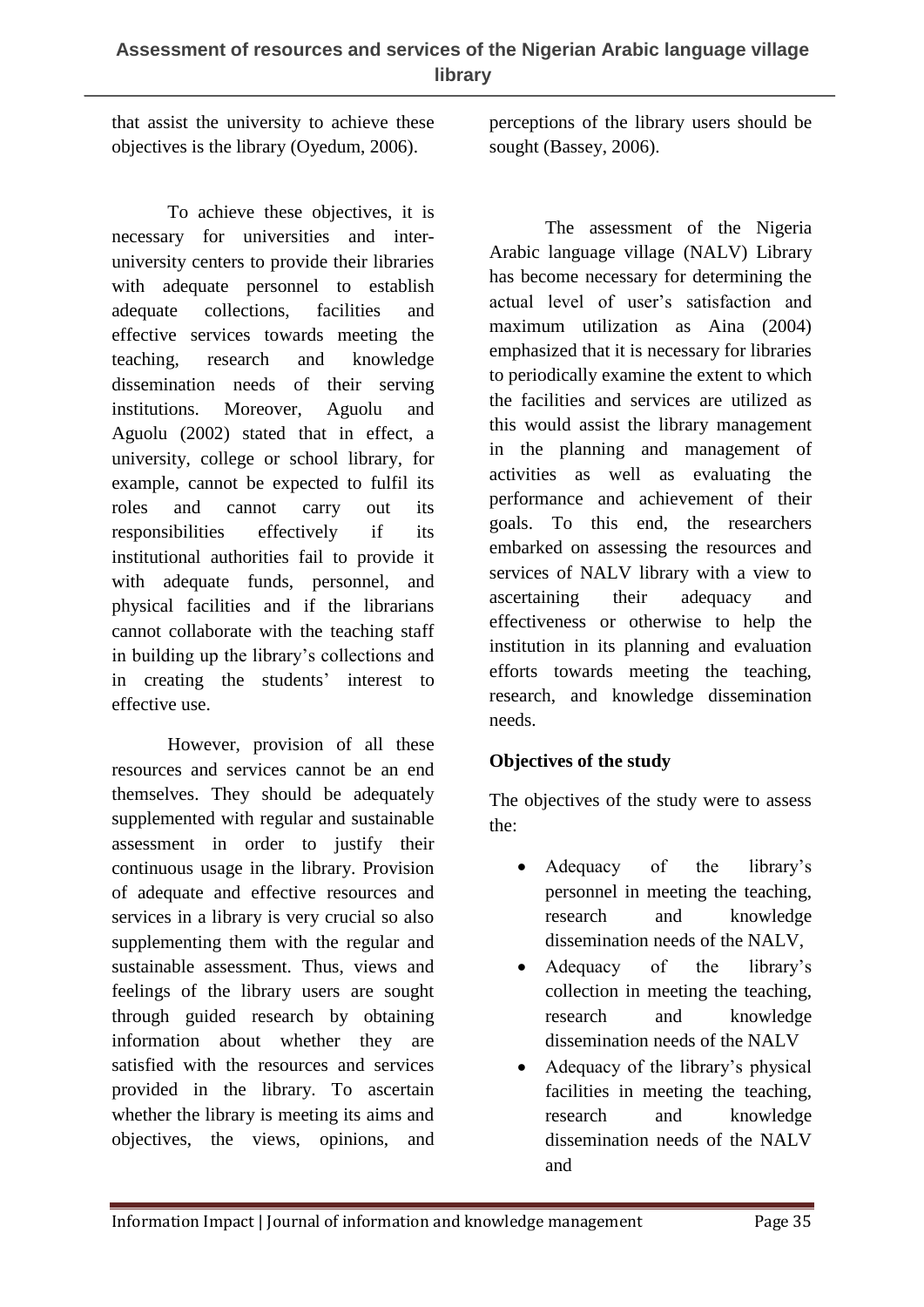that assist the university to achieve these objectives is the library (Oyedum, 2006).

To achieve these objectives, it is necessary for universities and inter-university centers to provide their libraries with adequate personnel to establish adequate collections, facilities and effective services towards meeting the teaching, research and knowledge dissemination needs of their serving institutions. Moreover, Aguolu and Aguolu (2002) stated that in effect, a university, college or school library, for example, cannot be expected to fulfil its roles and cannot carry out its responsibilities effectively if its institutional authorities fail to provide it with adequate funds, personnel, and physical facilities and if the librarians cannot collaborate with the teaching staff in building up the library's collections and in creating the students' interest to effective use.

However, provision of all these resources and services cannot be an end themselves. They should be adequately supplemented with regular and sustainable assessment in order to justify their continuous usage in the library. Provision of adequate and effective resources and services in a library is very crucial so also supplementing them with the regular and sustainable assessment. Thus, views and feelings of the library users are sought through guided research by obtaining information about whether they are satisfied with the resources and services provided in the library. To ascertain whether the library is meeting its aims and objectives, the views, opinions, and perceptions of the library users should be sought (Bassey, 2006).

The assessment of the Nigeria Arabic language village (NALV) Library has become necessary for determining the actual level of user's satisfaction and maximum utilization as Aina (2004) emphasized that it is necessary for libraries to periodically examine the extent to which the facilities and services are utilized as this would assist the library management in the planning and management of activities as well as evaluating the performance and achievement of their goals. To this end, the researchers embarked on assessing the resources and services of NALV library with a view to ascertaining their adequacy and effectiveness or otherwise to help the institution in its planning and evaluation efforts towards meeting the teaching, research, and knowledge dissemination needs.

**Objectives of the study**

The objectives of the study were to assess the:

- Adequacy of the library's personnel in meeting the teaching, research and knowledge dissemination needs of the NALV,
- Adequacy of the library's collection in meeting the teaching, research and knowledge dissemination needs of the NALV
- Adequacy of the library's physical facilities in meeting the teaching, research and knowledge dissemination needs of the NALV and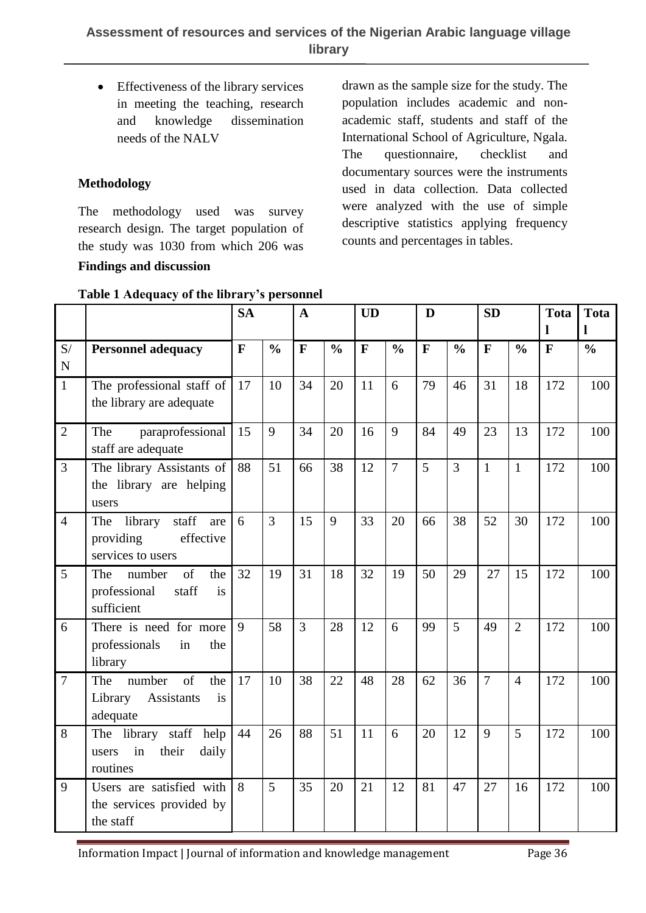- Effectiveness of the library services in meeting the teaching, research and knowledge dissemination needs of the NALV

**Methodology**

The methodology used was survey research design. The target population of the study was 1030 from which 206 was drawn as the sample size for the study. The population includes academic and non-academic staff, students and staff of the International School of Agriculture, Ngala. The questionnaire, checklist and documentary sources were the instruments used in data collection. Data collected were analyzed with the use of simple descriptive statistics applying frequency counts and percentages in tables.

**Findings and discussion**

**Table 1 Adequacy of the library's personnel**

| | | SA | | A | | UD | | D | | SD | | Total | Total |
|---|---|---|---|---|---|---|---|---|---|---|---|---|---|
| S/N | **Personnel adequacy** | **F** | **%** | **F** | **%** | **F** | **%** | **F** | **%** | **F** | **%** | **F** | **%** |
| 1 | The professional staff of the library are adequate | 17 | 10 | 34 | 20 | 11 | 6 | 79 | 46 | 31 | 18 | 172 | 100 |
| 2 | The paraprofessional staff are adequate | 15 | 9 | 34 | 20 | 16 | 9 | 84 | 49 | 23 | 13 | 172 | 100 |
| 3 | The library Assistants of the library are helping users | 88 | 51 | 66 | 38 | 12 | 7 | 5 | 3 | 1 | 1 | 172 | 100 |
| 4 | The library staff are providing effective services to users | 6 | 3 | 15 | 9 | 33 | 20 | 66 | 38 | 52 | 30 | 172 | 100 |
| 5 | The number of the professional staff is sufficient | 32 | 19 | 31 | 18 | 32 | 19 | 50 | 29 | 27 | 15 | 172 | 100 |
| 6 | There is need for more professionals in the library | 9 | 58 | 3 | 28 | 12 | 6 | 99 | 5 | 49 | 2 | 172 | 100 |
| 7 | The number of the Library Assistants is adequate | 17 | 10 | 38 | 22 | 48 | 28 | 62 | 36 | 7 | 4 | 172 | 100 |
| 8 | The library staff help users in their daily routines | 44 | 26 | 88 | 51 | 11 | 6 | 20 | 12 | 9 | 5 | 172 | 100 |
| 9 | Users are satisfied with the services provided by the staff | 8 | 5 | 35 | 20 | 21 | 12 | 81 | 47 | 27 | 16 | 172 | 100 |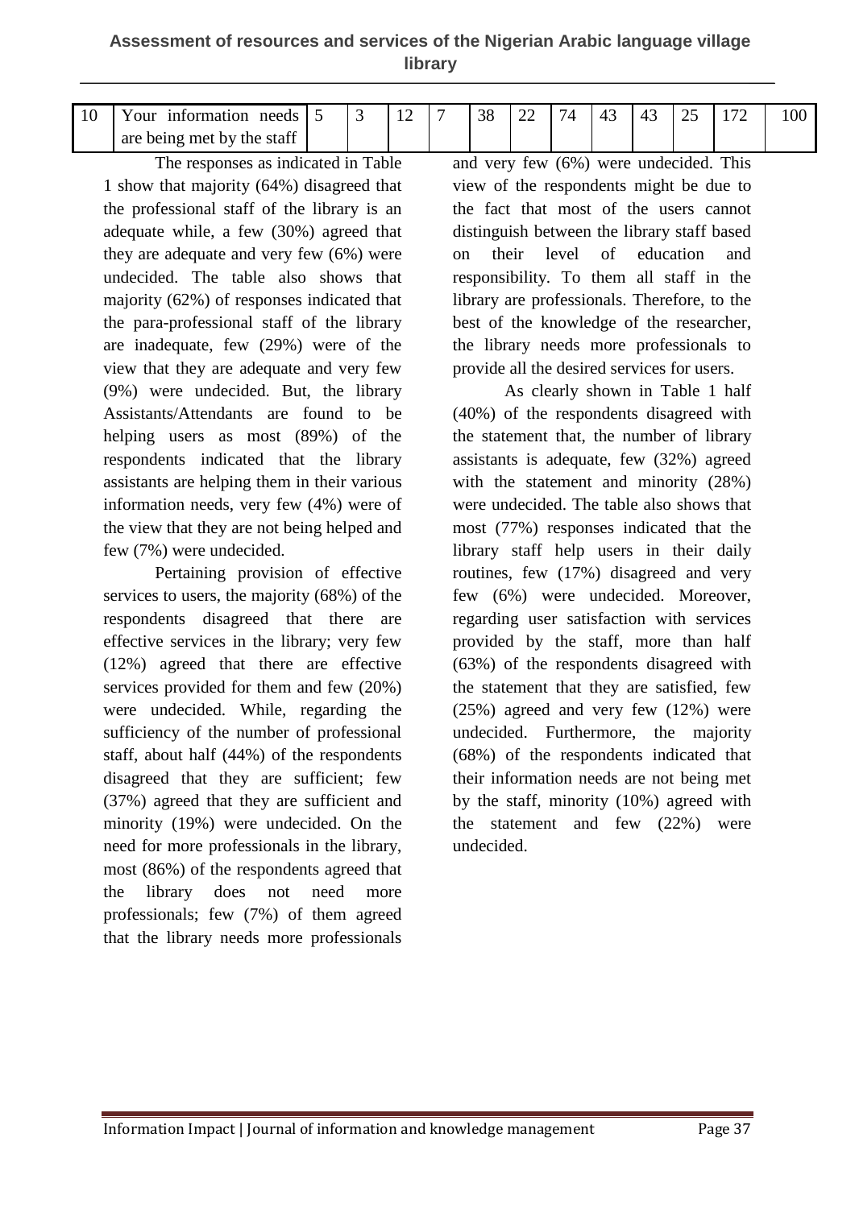| 10 | Your information needs are being met by the staff | 5 | 3 | 12 | 7 | 38 | 22 | 74 | 43 | 43 | 25 | 172 | 100 |
|---|---|---|---|---|---|---|---|---|---|---|---|---|---|

The responses as indicated in Table 1 show that majority (64%) disagreed that the professional staff of the library is an adequate while, a few (30%) agreed that they are adequate and very few (6%) were undecided. The table also shows that majority (62%) of responses indicated that the para-professional staff of the library are inadequate, few (29%) were of the view that they are adequate and very few (9%) were undecided. But, the library Assistants/Attendants are found to be helping users as most (89%) of the respondents indicated that the library assistants are helping them in their various information needs, very few (4%) were of the view that they are not being helped and few (7%) were undecided.

Pertaining provision of effective services to users, the majority (68%) of the respondents disagreed that there are effective services in the library; very few (12%) agreed that there are effective services provided for them and few (20%) were undecided. While, regarding the sufficiency of the number of professional staff, about half (44%) of the respondents disagreed that they are sufficient; few (37%) agreed that they are sufficient and minority (19%) were undecided. On the need for more professionals in the library, most (86%) of the respondents agreed that the library does not need more professionals; few (7%) of them agreed that the library needs more professionals and very few (6%) were undecided. This view of the respondents might be due to the fact that most of the users cannot distinguish between the library staff based on their level of education and responsibility. To them all staff in the library are professionals. Therefore, to the best of the knowledge of the researcher, the library needs more professionals to provide all the desired services for users.

As clearly shown in Table 1 half (40%) of the respondents disagreed with the statement that, the number of library assistants is adequate, few (32%) agreed with the statement and minority (28%) were undecided. The table also shows that most (77%) responses indicated that the library staff help users in their daily routines, few (17%) disagreed and very few (6%) were undecided. Moreover, regarding user satisfaction with services provided by the staff, more than half (63%) of the respondents disagreed with the statement that they are satisfied, few (25%) agreed and very few (12%) were undecided. Furthermore, the majority (68%) of the respondents indicated that their information needs are not being met by the staff, minority (10%) agreed with the statement and few (22%) were undecided.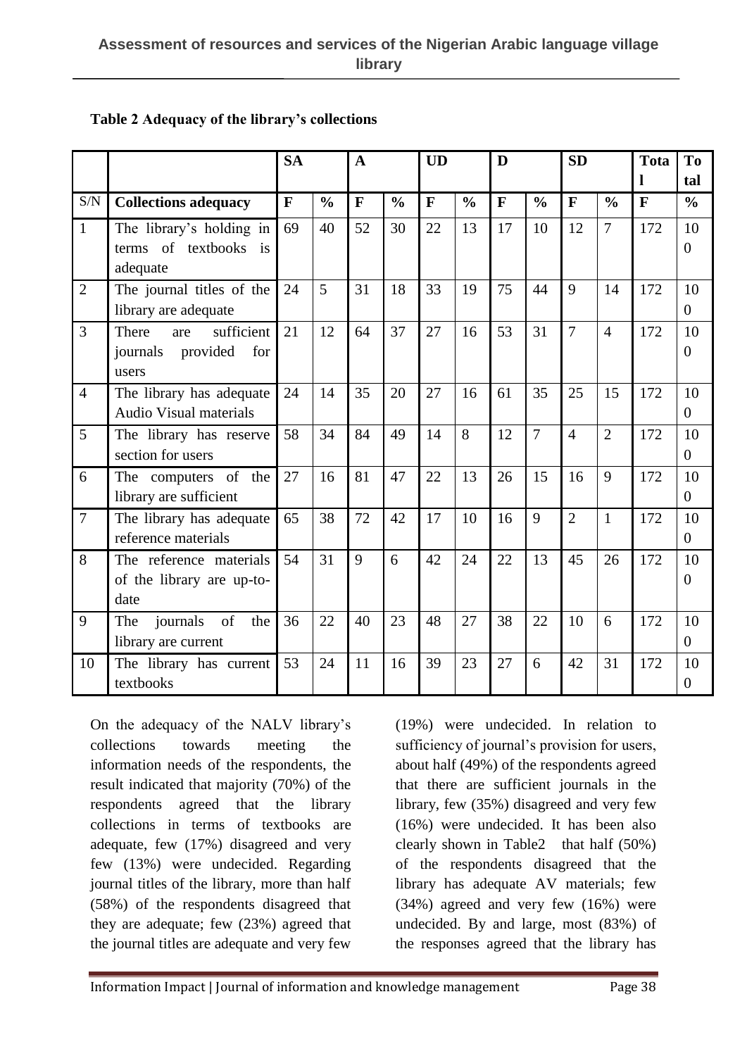**Table 2 Adequacy of the library's collections**

| | | SA | | A | | UD | | D | | SD | | Total | Total |
|---|---|---|---|---|---|---|---|---|---|---|---|---|---|
| S/N | **Collections adequacy** | **F** | **%** | **F** | **%** | **F** | **%** | **F** | **%** | **F** | **%** | **F** | **%** |
| 1 | The library's holding in terms of textbooks is adequate | 69 | 40 | 52 | 30 | 22 | 13 | 17 | 10 | 12 | 7 | 172 | 100 |
| 2 | The journal titles of the library are adequate | 24 | 5 | 31 | 18 | 33 | 19 | 75 | 44 | 9 | 14 | 172 | 100 |
| 3 | There are sufficient journals provided for users | 21 | 12 | 64 | 37 | 27 | 16 | 53 | 31 | 7 | 4 | 172 | 100 |
| 4 | The library has adequate Audio Visual materials | 24 | 14 | 35 | 20 | 27 | 16 | 61 | 35 | 25 | 15 | 172 | 100 |
| 5 | The library has reserve section for users | 58 | 34 | 84 | 49 | 14 | 8 | 12 | 7 | 4 | 2 | 172 | 100 |
| 6 | The computers of the library are sufficient | 27 | 16 | 81 | 47 | 22 | 13 | 26 | 15 | 16 | 9 | 172 | 100 |
| 7 | The library has adequate reference materials | 65 | 38 | 72 | 42 | 17 | 10 | 16 | 9 | 2 | 1 | 172 | 100 |
| 8 | The reference materials of the library are up-to-date | 54 | 31 | 9 | 6 | 42 | 24 | 22 | 13 | 45 | 26 | 172 | 100 |
| 9 | The journals of the library are current | 36 | 22 | 40 | 23 | 48 | 27 | 38 | 22 | 10 | 6 | 172 | 100 |
| 10 | The library has current textbooks | 53 | 24 | 11 | 16 | 39 | 23 | 27 | 6 | 42 | 31 | 172 | 100 |

On the adequacy of the NALV library's collections towards meeting the information needs of the respondents, the result indicated that majority (70%) of the respondents agreed that the library collections in terms of textbooks are adequate, few (17%) disagreed and very few (13%) were undecided. Regarding journal titles of the library, more than half (58%) of the respondents disagreed that they are adequate; few (23%) agreed that the journal titles are adequate and very few (19%) were undecided. In relation to sufficiency of journal's provision for users, about half (49%) of the respondents agreed that there are sufficient journals in the library, few (35%) disagreed and very few (16%) were undecided. It has been also clearly shown in Table2 that half (50%) of the respondents disagreed that the library has adequate AV materials; few (34%) agreed and very few (16%) were undecided. By and large, most (83%) of the responses agreed that the library has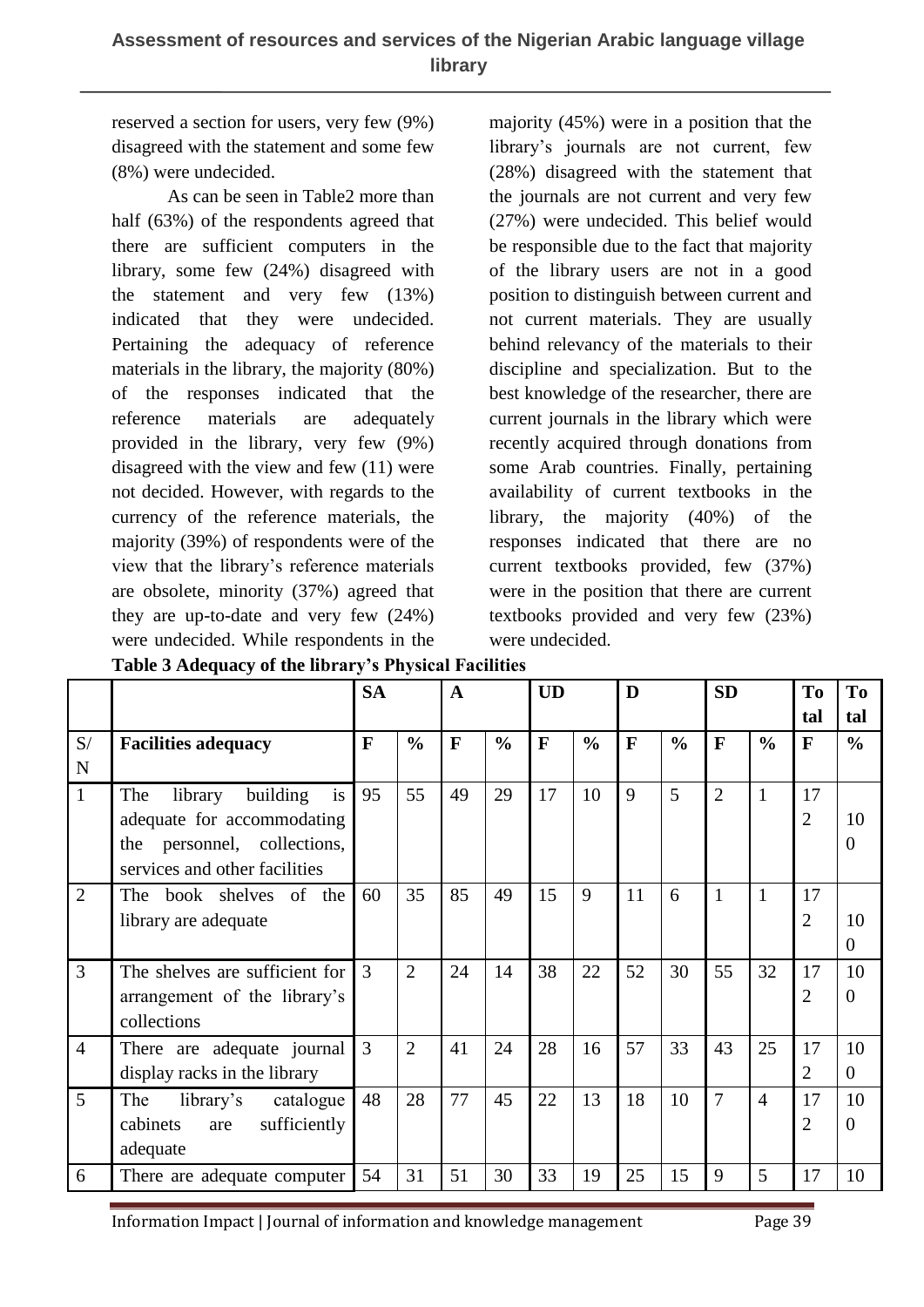reserved a section for users, very few (9%) disagreed with the statement and some few (8%) were undecided.

As can be seen in Table2 more than half (63%) of the respondents agreed that there are sufficient computers in the library, some few (24%) disagreed with the statement and very few (13%) indicated that they were undecided. Pertaining the adequacy of reference materials in the library, the majority (80%) of the responses indicated that the reference materials are adequately provided in the library, very few (9%) disagreed with the view and few (11) were not decided. However, with regards to the currency of the reference materials, the majority (39%) of respondents were of the view that the library's reference materials are obsolete, minority (37%) agreed that they are up-to-date and very few (24%) were undecided. While respondents in the majority (45%) were in a position that the library's journals are not current, few (28%) disagreed with the statement that the journals are not current and very few (27%) were undecided. This belief would be responsible due to the fact that majority of the library users are not in a good position to distinguish between current and not current materials. They are usually behind relevancy of the materials to their discipline and specialization. But to the best knowledge of the researcher, there are current journals in the library which were recently acquired through donations from some Arab countries. Finally, pertaining availability of current textbooks in the library, the majority (40%) of the responses indicated that there are no current textbooks provided, few (37%) were in the position that there are current textbooks provided and very few (23%) were undecided.

**Table 3 Adequacy of the library's Physical Facilities**

| | | SA | | A | | UD | | D | | SD | | Total | Total |
|---|---|---|---|---|---|---|---|---|---|---|---|---|---|
| S/N | **Facilities adequacy** | **F** | **%** | **F** | **%** | **F** | **%** | **F** | **%** | **F** | **%** | **F** | **%** |
| 1 | The library building is adequate for accommodating the personnel, collections, services and other facilities | 95 | 55 | 49 | 29 | 17 | 10 | 9 | 5 | 2 | 1 | 172 | 100 |
| 2 | The book shelves of the library are adequate | 60 | 35 | 85 | 49 | 15 | 9 | 11 | 6 | 1 | 1 | 172 | 100 |
| 3 | The shelves are sufficient for arrangement of the library's collections | 3 | 2 | 24 | 14 | 38 | 22 | 52 | 30 | 55 | 32 | 172 | 100 |
| 4 | There are adequate journal display racks in the library | 3 | 2 | 41 | 24 | 28 | 16 | 57 | 33 | 43 | 25 | 172 | 100 |
| 5 | The library's catalogue cabinets are sufficiently adequate | 48 | 28 | 77 | 45 | 22 | 13 | 18 | 10 | 7 | 4 | 172 | 100 |
| 6 | There are adequate computer | 54 | 31 | 51 | 30 | 33 | 19 | 25 | 15 | 9 | 5 | 17 | 10 |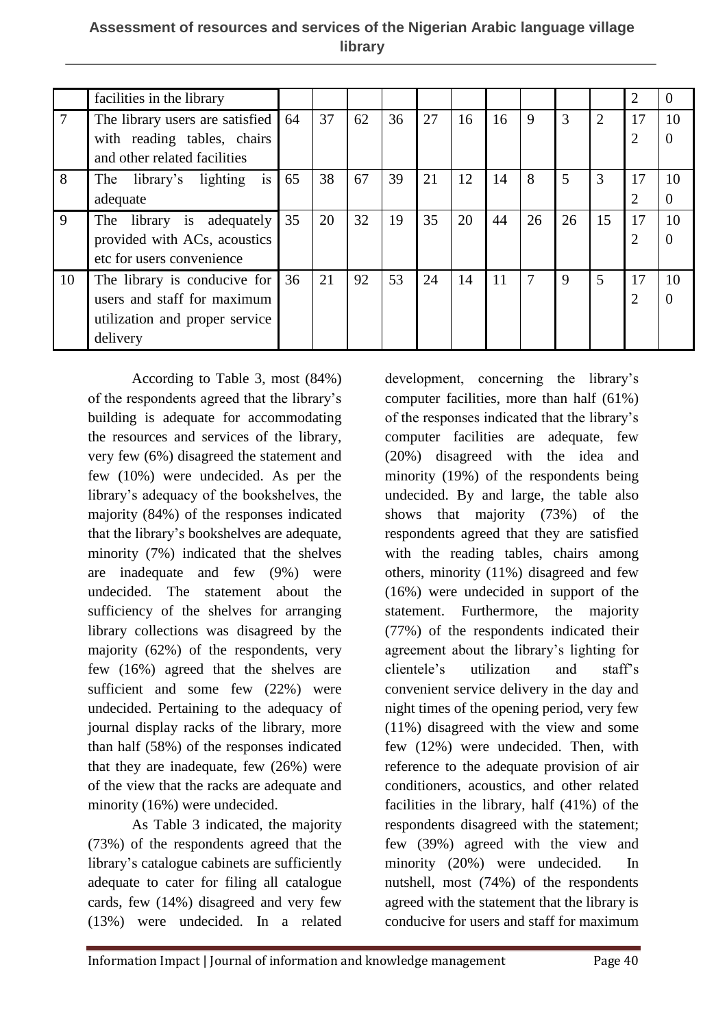|  | facilities in the library |  |  |  |  |  |  |  |  |  |  | 2 | 0 |
|---|---|---|---|---|---|---|---|---|---|---|---|---|---|
| 7 | The library users are satisfied with reading tables, chairs and other related facilities | 64 | 37 | 62 | 36 | 27 | 16 | 16 | 9 | 3 | 2 | 172 | 100 |
| 8 | The library's lighting is adequate | 65 | 38 | 67 | 39 | 21 | 12 | 14 | 8 | 5 | 3 | 172 | 100 |
| 9 | The library is adequately provided with ACs, acoustics etc for users convenience | 35 | 20 | 32 | 19 | 35 | 20 | 44 | 26 | 26 | 15 | 172 | 100 |
| 10 | The library is conducive for users and staff for maximum utilization and proper service delivery | 36 | 21 | 92 | 53 | 24 | 14 | 11 | 7 | 9 | 5 | 172 | 100 |

According to Table 3, most (84%) of the respondents agreed that the library's building is adequate for accommodating the resources and services of the library, very few (6%) disagreed the statement and few (10%) were undecided. As per the library's adequacy of the bookshelves, the majority (84%) of the responses indicated that the library's bookshelves are adequate, minority (7%) indicated that the shelves are inadequate and few (9%) were undecided. The statement about the sufficiency of the shelves for arranging library collections was disagreed by the majority (62%) of the respondents, very few (16%) agreed that the shelves are sufficient and some few (22%) were undecided. Pertaining to the adequacy of journal display racks of the library, more than half (58%) of the responses indicated that they are inadequate, few (26%) were of the view that the racks are adequate and minority (16%) were undecided.

As Table 3 indicated, the majority (73%) of the respondents agreed that the library's catalogue cabinets are sufficiently adequate to cater for filing all catalogue cards, few (14%) disagreed and very few (13%) were undecided. In a related development, concerning the library's computer facilities, more than half (61%) of the responses indicated that the library's computer facilities are adequate, few (20%) disagreed with the idea and minority (19%) of the respondents being undecided. By and large, the table also shows that majority (73%) of the respondents agreed that they are satisfied with the reading tables, chairs among others, minority (11%) disagreed and few (16%) were undecided in support of the statement. Furthermore, the majority (77%) of the respondents indicated their agreement about the library's lighting for clientele's utilization and staff's convenient service delivery in the day and night times of the opening period, very few (11%) disagreed with the view and some few (12%) were undecided. Then, with reference to the adequate provision of air conditioners, acoustics, and other related facilities in the library, half (41%) of the respondents disagreed with the statement; few (39%) agreed with the view and minority (20%) were undecided. In nutshell, most (74%) of the respondents agreed with the statement that the library is conducive for users and staff for maximum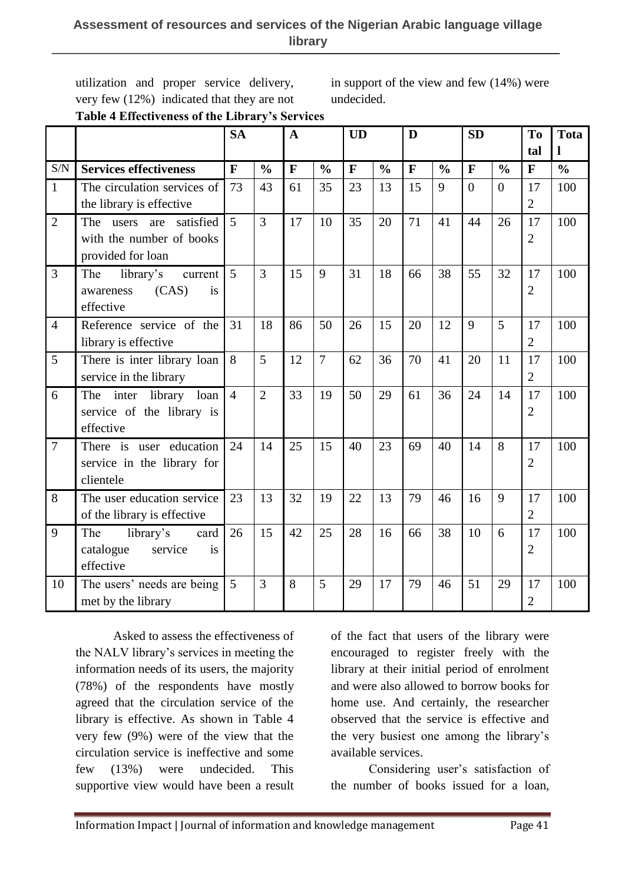utilization and proper service delivery, very few (12%) indicated that they are not in support of the view and few (14%) were undecided.

**Table 4 Effectiveness of the Library's Services**

| | | SA | | A | | UD | | D | | SD | | Total | Total |
|---|---|---|---|---|---|---|---|---|---|---|---|---|---|
| S/N | **Services effectiveness** | **F** | **%** | **F** | **%** | **F** | **%** | **F** | **%** | **F** | **%** | **F** | **%** |
| 1 | The circulation services of the library is effective | 73 | 43 | 61 | 35 | 23 | 13 | 15 | 9 | 0 | 0 | 172 | 100 |
| 2 | The users are satisfied with the number of books provided for loan | 5 | 3 | 17 | 10 | 35 | 20 | 71 | 41 | 44 | 26 | 172 | 100 |
| 3 | The library's current awareness (CAS) is effective | 5 | 3 | 15 | 9 | 31 | 18 | 66 | 38 | 55 | 32 | 172 | 100 |
| 4 | Reference service of the library is effective | 31 | 18 | 86 | 50 | 26 | 15 | 20 | 12 | 9 | 5 | 172 | 100 |
| 5 | There is inter library loan service in the library | 8 | 5 | 12 | 7 | 62 | 36 | 70 | 41 | 20 | 11 | 172 | 100 |
| 6 | The inter library loan service of the library is effective | 4 | 2 | 33 | 19 | 50 | 29 | 61 | 36 | 24 | 14 | 172 | 100 |
| 7 | There is user education service in the library for clientele | 24 | 14 | 25 | 15 | 40 | 23 | 69 | 40 | 14 | 8 | 172 | 100 |
| 8 | The user education service of the library is effective | 23 | 13 | 32 | 19 | 22 | 13 | 79 | 46 | 16 | 9 | 172 | 100 |
| 9 | The library's card catalogue service is effective | 26 | 15 | 42 | 25 | 28 | 16 | 66 | 38 | 10 | 6 | 172 | 100 |
| 10 | The users' needs are being met by the library | 5 | 3 | 8 | 5 | 29 | 17 | 79 | 46 | 51 | 29 | 172 | 100 |

Asked to assess the effectiveness of the NALV library's services in meeting the information needs of its users, the majority (78%) of the respondents have mostly agreed that the circulation service of the library is effective. As shown in Table 4 very few (9%) were of the view that the circulation service is ineffective and some few (13%) were undecided. This supportive view would have been a result of the fact that users of the library were encouraged to register freely with the library at their initial period of enrolment and were also allowed to borrow books for home use. And certainly, the researcher observed that the service is effective and the very busiest one among the library's available services.

Considering user's satisfaction of the number of books issued for a loan,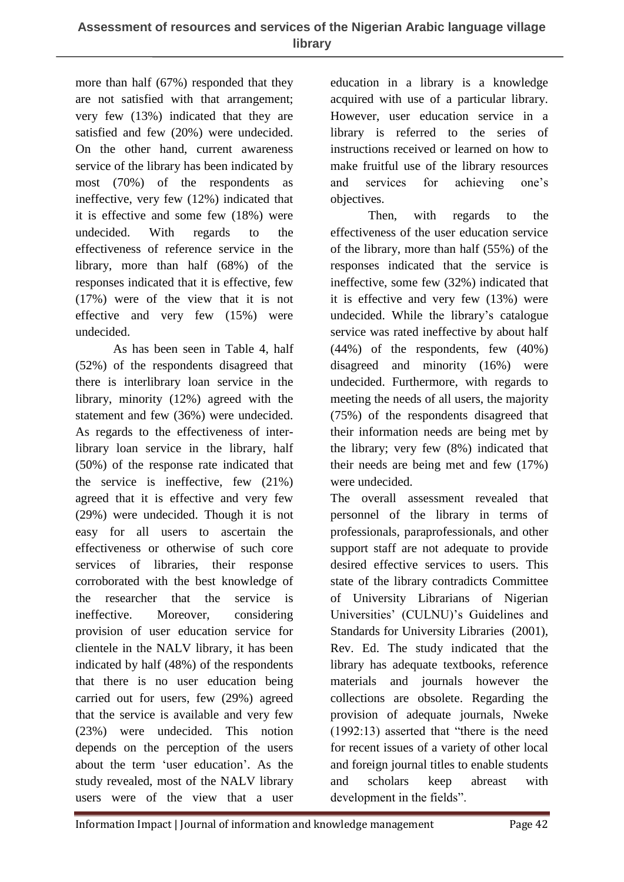more than half (67%) responded that they are not satisfied with that arrangement; very few (13%) indicated that they are satisfied and few (20%) were undecided. On the other hand, current awareness service of the library has been indicated by most (70%) of the respondents as ineffective, very few (12%) indicated that it is effective and some few (18%) were undecided. With regards to the effectiveness of reference service in the library, more than half (68%) of the responses indicated that it is effective, few (17%) were of the view that it is not effective and very few (15%) were undecided.

As has been seen in Table 4, half (52%) of the respondents disagreed that there is interlibrary loan service in the library, minority (12%) agreed with the statement and few (36%) were undecided. As regards to the effectiveness of inter-library loan service in the library, half (50%) of the response rate indicated that the service is ineffective, few (21%) agreed that it is effective and very few (29%) were undecided. Though it is not easy for all users to ascertain the effectiveness or otherwise of such core services of libraries, their response corroborated with the best knowledge of the researcher that the service is ineffective. Moreover, considering provision of user education service for clientele in the NALV library, it has been indicated by half (48%) of the respondents that there is no user education being carried out for users, few (29%) agreed that the service is available and very few (23%) were undecided. This notion depends on the perception of the users about the term 'user education'. As the study revealed, most of the NALV library users were of the view that a user education in a library is a knowledge acquired with use of a particular library. However, user education service in a library is referred to the series of instructions received or learned on how to make fruitful use of the library resources and services for achieving one's objectives.

Then, with regards to the effectiveness of the user education service of the library, more than half (55%) of the responses indicated that the service is ineffective, some few (32%) indicated that it is effective and very few (13%) were undecided. While the library's catalogue service was rated ineffective by about half (44%) of the respondents, few (40%) disagreed and minority (16%) were undecided. Furthermore, with regards to meeting the needs of all users, the majority (75%) of the respondents disagreed that their information needs are being met by the library; very few (8%) indicated that their needs are being met and few (17%) were undecided.

The overall assessment revealed that personnel of the library in terms of professionals, paraprofessionals, and other support staff are not adequate to provide desired effective services to users. This state of the library contradicts Committee of University Librarians of Nigerian Universities' (CULNU)'s Guidelines and Standards for University Libraries (2001), Rev. Ed. The study indicated that the library has adequate textbooks, reference materials and journals however the collections are obsolete. Regarding the provision of adequate journals, Nweke (1992:13) asserted that "there is the need for recent issues of a variety of other local and foreign journal titles to enable students and scholars keep abreast with development in the fields".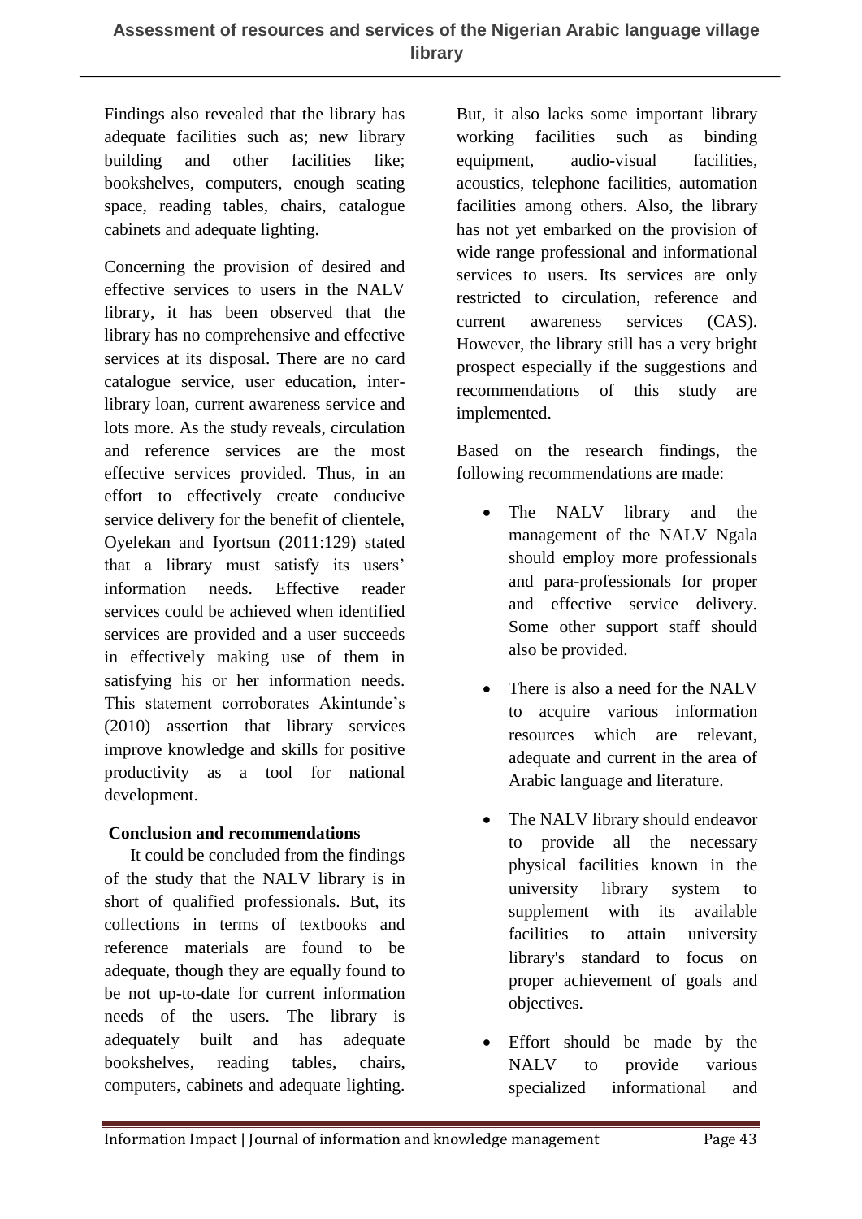Findings also revealed that the library has adequate facilities such as; new library building and other facilities like; bookshelves, computers, enough seating space, reading tables, chairs, catalogue cabinets and adequate lighting.

Concerning the provision of desired and effective services to users in the NALV library, it has been observed that the library has no comprehensive and effective services at its disposal. There are no card catalogue service, user education, inter-library loan, current awareness service and lots more. As the study reveals, circulation and reference services are the most effective services provided. Thus, in an effort to effectively create conducive service delivery for the benefit of clientele, Oyelekan and Iyortsun (2011:129) stated that a library must satisfy its users' information needs. Effective reader services could be achieved when identified services are provided and a user succeeds in effectively making use of them in satisfying his or her information needs. This statement corroborates Akintunde's (2010) assertion that library services improve knowledge and skills for positive productivity as a tool for national development.

## Conclusion and recommendations

It could be concluded from the findings of the study that the NALV library is in short of qualified professionals. But, its collections in terms of textbooks and reference materials are found to be adequate, though they are equally found to be not up-to-date for current information needs of the users. The library is adequately built and has adequate bookshelves, reading tables, chairs, computers, cabinets and adequate lighting. But, it also lacks some important library working facilities such as binding equipment, audio-visual facilities, acoustics, telephone facilities, automation facilities among others. Also, the library has not yet embarked on the provision of wide range professional and informational services to users. Its services are only restricted to circulation, reference and current awareness services (CAS). However, the library still has a very bright prospect especially if the suggestions and recommendations of this study are implemented.

Based on the research findings, the following recommendations are made:

- The NALV library and the management of the NALV Ngala should employ more professionals and para-professionals for proper and effective service delivery. Some other support staff should also be provided.
- There is also a need for the NALV to acquire various information resources which are relevant, adequate and current in the area of Arabic language and literature.
- The NALV library should endeavor to provide all the necessary physical facilities known in the university library system to supplement with its available facilities to attain university library's standard to focus on proper achievement of goals and objectives.
- Effort should be made by the NALV to provide various specialized informational and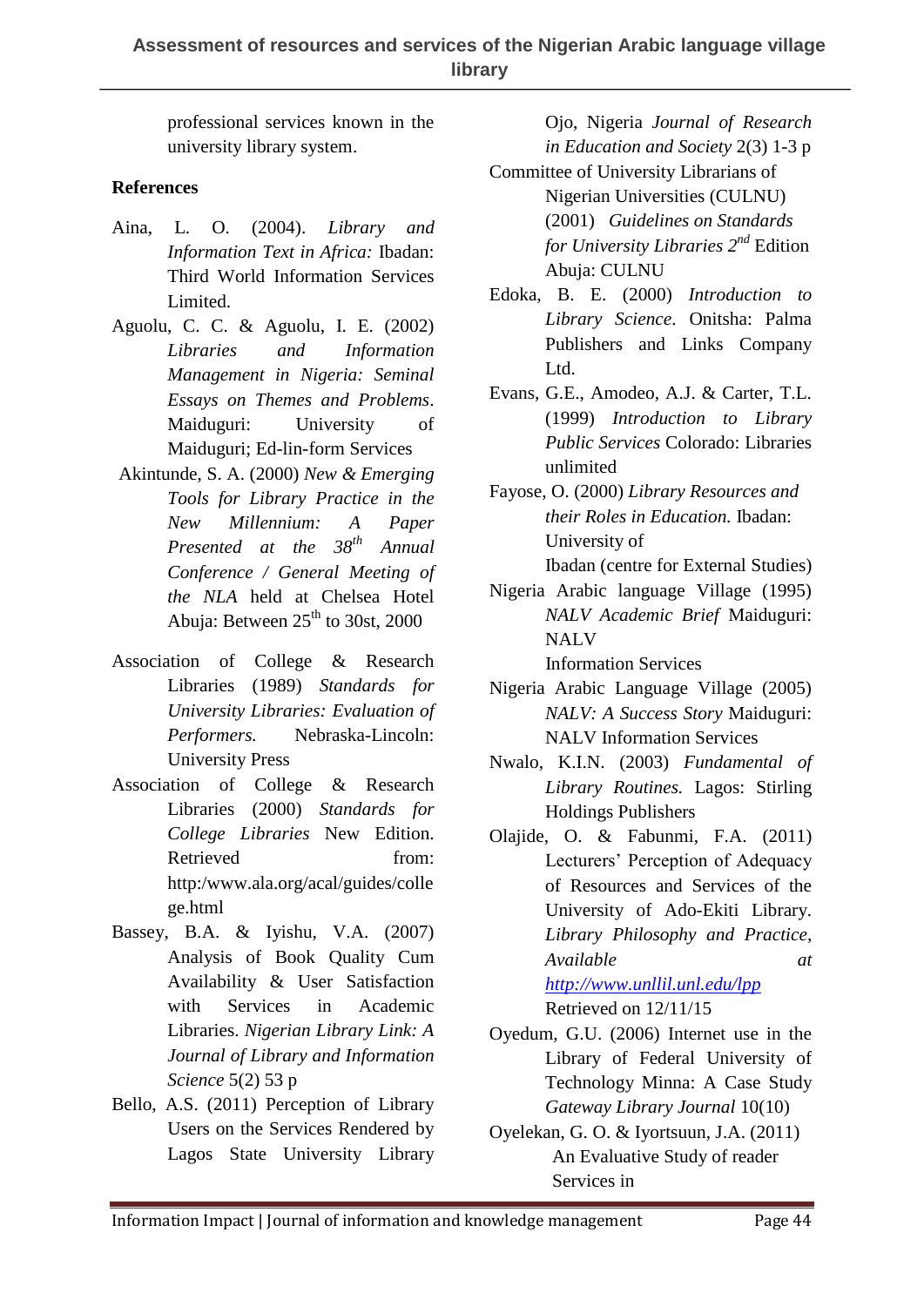professional services known in the university library system.

**References**

Aina, L. O. (2004). *Library and Information Text in Africa:* Ibadan: Third World Information Services Limited.

Aguolu, C. C. & Aguolu, I. E. (2002) *Libraries and Information Management in Nigeria: Seminal Essays on Themes and Problems*. Maiduguri: University of Maiduguri; Ed-lin-form Services

Akintunde, S. A. (2000) *New & Emerging Tools for Library Practice in the New Millennium: A Paper Presented at the 38th Annual Conference / General Meeting of the NLA* held at Chelsea Hotel Abuja: Between 25th to 30st, 2000

Association of College & Research Libraries (1989) *Standards for University Libraries: Evaluation of Performers.* Nebraska-Lincoln: University Press

Association of College & Research Libraries (2000) *Standards for College Libraries* New Edition. Retrieved from: http:/www.ala.org/acal/guides/college.html

Bassey, B.A. & Iyishu, V.A. (2007) Analysis of Book Quality Cum Availability & User Satisfaction with Services in Academic Libraries. *Nigerian Library Link: A Journal of Library and Information Science* 5(2) 53 p

Bello, A.S. (2011) Perception of Library Users on the Services Rendered by Lagos State University Library Ojo, Nigeria *Journal of Research in Education and Society* 2(3) 1-3 p

Committee of University Librarians of Nigerian Universities (CULNU) (2001) *Guidelines on Standards for University Libraries 2nd* Edition Abuja: CULNU

Edoka, B. E. (2000) *Introduction to Library Science*. Onitsha: Palma Publishers and Links Company Ltd.

Evans, G.E., Amodeo, A.J. & Carter, T.L. (1999) *Introduction to Library Public Services* Colorado: Libraries unlimited

Fayose, O. (2000) *Library Resources and their Roles in Education.* Ibadan: University of Ibadan (centre for External Studies)

Nigeria Arabic language Village (1995) *NALV Academic Brief* Maiduguri: NALV Information Services

Nigeria Arabic Language Village (2005) *NALV: A Success Story* Maiduguri: NALV Information Services

Nwalo, K.I.N. (2003) *Fundamental of Library Routines.* Lagos: Stirling Holdings Publishers

Olajide, O. & Fabunmi, F.A. (2011) Lecturers' Perception of Adequacy of Resources and Services of the University of Ado-Ekiti Library. *Library Philosophy and Practice, Available at* http://www.unllil.unl.edu/lpp Retrieved on 12/11/15

Oyedum, G.U. (2006) Internet use in the Library of Federal University of Technology Minna: A Case Study *Gateway Library Journal* 10(10)

Oyelekan, G. O. & Iyortsuun, J.A. (2011) An Evaluative Study of reader Services in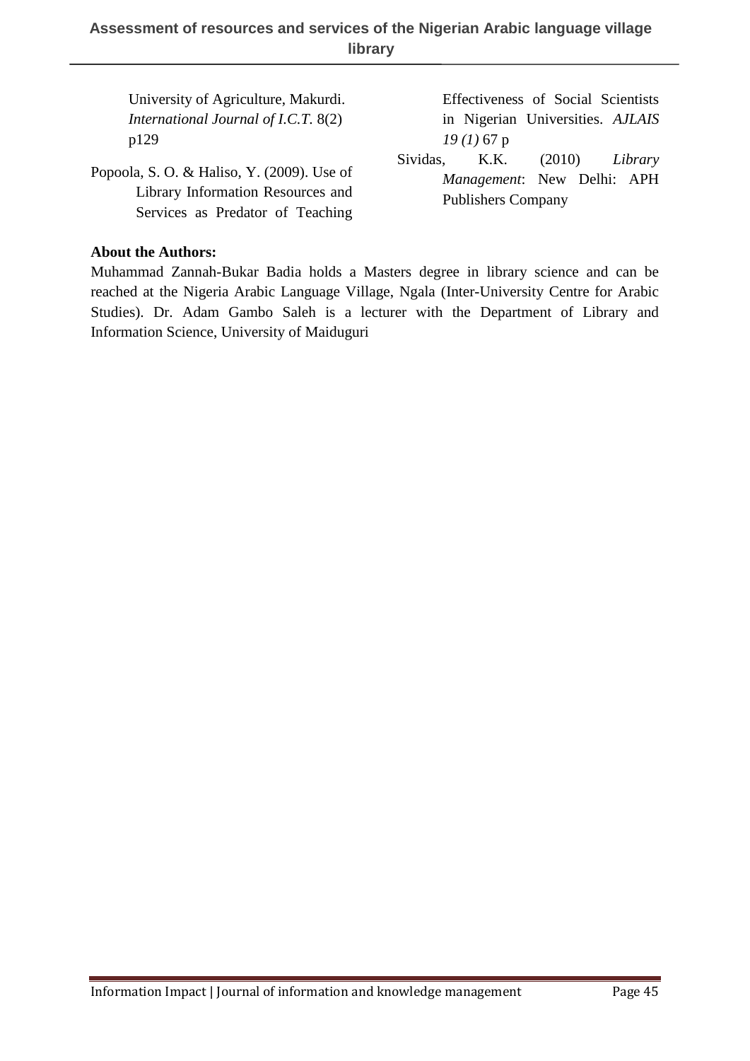University of Agriculture, Makurdi. *International Journal of I.C.T.* 8(2) p129

Popoola, S. O. & Haliso, Y. (2009). Use of Library Information Resources and Services as Predator of Teaching Effectiveness of Social Scientists in Nigerian Universities. *AJLAIS 19 (1)* 67 p

Sividas, K.K. (2010) *Library Management*: New Delhi: APH Publishers Company

**About the Authors:**

Muhammad Zannah-Bukar Badia holds a Masters degree in library science and can be reached at the Nigeria Arabic Language Village, Ngala (Inter-University Centre for Arabic Studies). Dr. Adam Gambo Saleh is a lecturer with the Department of Library and Information Science, University of Maiduguri